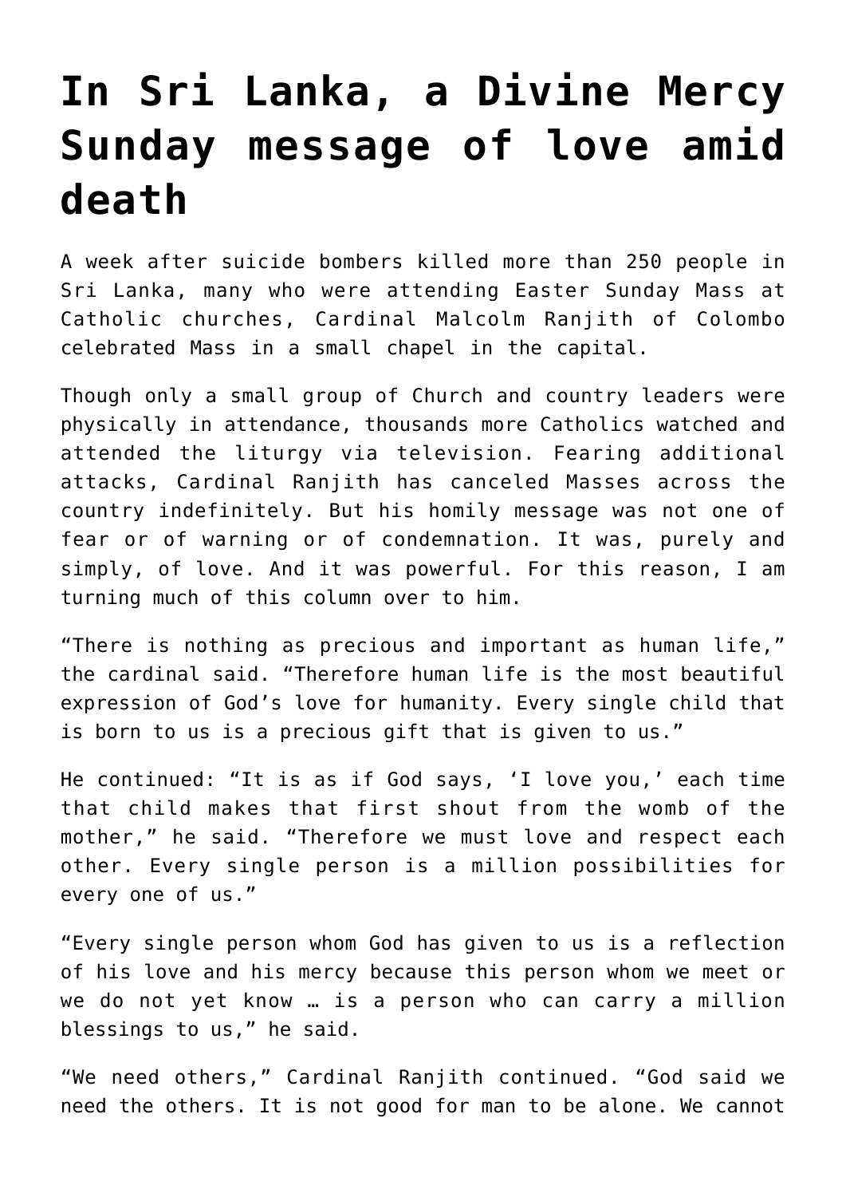# In Sri Lanka, a Divine Mercy Sunday message of love amid death

A week after suicide bombers killed more than 250 people in Sri Lanka, many who were attending Easter Sunday Mass at Catholic churches, Cardinal Malcolm Ranjith of Colombo celebrated Mass in a small chapel in the capital.

Though only a small group of Church and country leaders were physically in attendance, thousands more Catholics watched and attended the liturgy via television. Fearing additional attacks, Cardinal Ranjith has canceled Masses across the country indefinitely. But his homily message was not one of fear or of warning or of condemnation. It was, purely and simply, of love. And it was powerful. For this reason, I am turning much of this column over to him.

"There is nothing as precious and important as human life," the cardinal said. "Therefore human life is the most beautiful expression of God's love for humanity. Every single child that is born to us is a precious gift that is given to us."

He continued: "It is as if God says, 'I love you,' each time that child makes that first shout from the womb of the mother," he said. "Therefore we must love and respect each other. Every single person is a million possibilities for every one of us."

"Every single person whom God has given to us is a reflection of his love and his mercy because this person whom we meet or we do not yet know … is a person who can carry a million blessings to us," he said.

"We need others," Cardinal Ranjith continued. "God said we need the others. It is not good for man to be alone. We cannot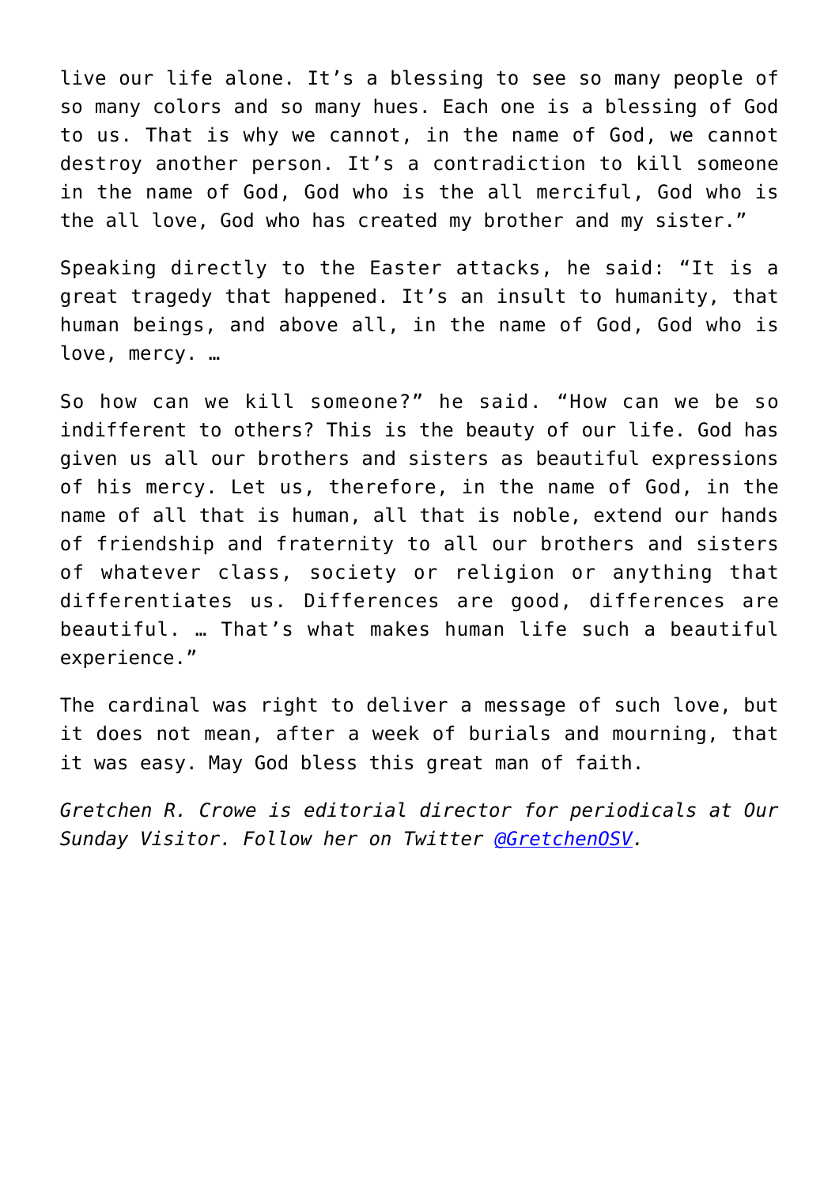live our life alone. It's a blessing to see so many people of so many colors and so many hues. Each one is a blessing of God to us. That is why we cannot, in the name of God, we cannot destroy another person. It's a contradiction to kill someone in the name of God, God who is the all merciful, God who is the all love, God who has created my brother and my sister."

Speaking directly to the Easter attacks, he said: "It is a great tragedy that happened. It's an insult to humanity, that human beings, and above all, in the name of God, God who is love, mercy. …

So how can we kill someone?" he said. "How can we be so indifferent to others? This is the beauty of our life. God has given us all our brothers and sisters as beautiful expressions of his mercy. Let us, therefore, in the name of God, in the name of all that is human, all that is noble, extend our hands of friendship and fraternity to all our brothers and sisters of whatever class, society or religion or anything that differentiates us. Differences are good, differences are beautiful. … That's what makes human life such a beautiful experience."

The cardinal was right to deliver a message of such love, but it does not mean, after a week of burials and mourning, that it was easy. May God bless this great man of faith.

*Gretchen R. Crowe is editorial director for periodicals at Our Sunday Visitor. Follow her on Twitter [@GretchenOSV](https://twitter.com/GretchenOSV).*